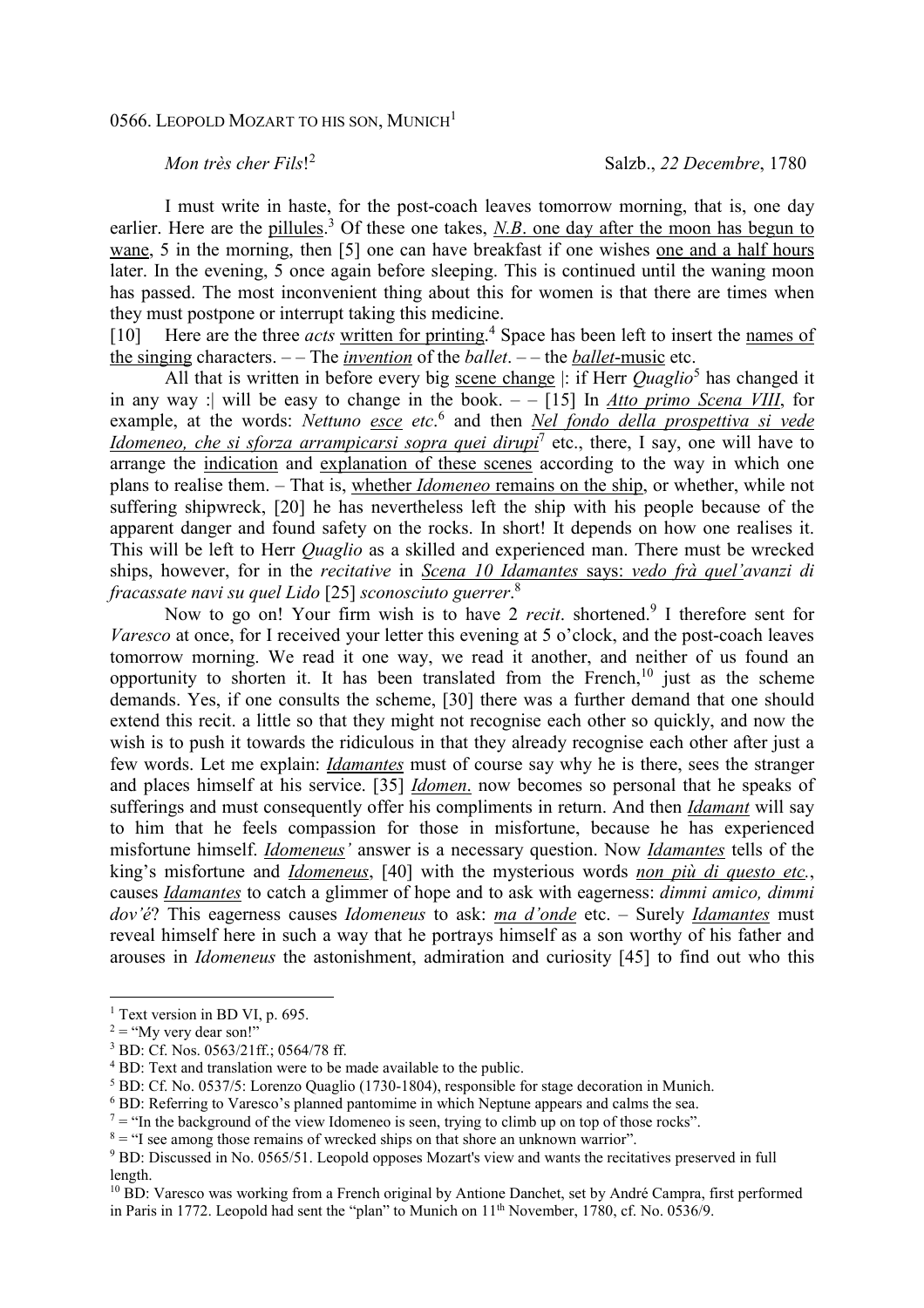0566. LEOPOLD MOZART TO HIS SON, MUNICH[1]

*Mon très cher Fils*![2] Salzb., *22 Decembre*, 1780

I must write in haste, for the post-coach leaves tomorrow morning, that is, one day earlier. Here are the pillules.[3] Of these one takes, *N.B*. one day after the moon has begun to wane, 5 in the morning, then [5] one can have breakfast if one wishes one and a half hours later. In the evening, 5 once again before sleeping. This is continued until the waning moon has passed. The most inconvenient thing about this for women is that there are times when they must postpone or interrupt taking this medicine.

[10] Here are the three *acts* written for printing.[4] Space has been left to insert the names of the singing characters. – – The *invention* of the *ballet*. – – the *ballet*-music etc.

All that is written in before every big scene change |: if Herr *Quaglio*[5] has changed it in any way :| will be easy to change in the book. – – [15] In *Atto primo Scena VIII*, for example, at the words: *Nettuno esce etc*.[6] and then *Nel fondo della prospettiva si vede Idomeneo, che si sforza arrampicarsi sopra quei dirupi*[7] etc., there, I say, one will have to arrange the indication and explanation of these scenes according to the way in which one plans to realise them. – That is, whether *Idomeneo* remains on the ship, or whether, while not suffering shipwreck, [20] he has nevertheless left the ship with his people because of the apparent danger and found safety on the rocks. In short! It depends on how one realises it. This will be left to Herr *Quaglio* as a skilled and experienced man. There must be wrecked ships, however, for in the *recitative* in *Scena 10 Idamantes* says: *vedo frà quel'avanzi di fracassate navi su quel Lido* [25] *sconosciuto guerrer*.[8]

Now to go on! Your firm wish is to have 2 *recit*. shortened.[9] I therefore sent for *Varesco* at once, for I received your letter this evening at 5 o'clock, and the post-coach leaves tomorrow morning. We read it one way, we read it another, and neither of us found an opportunity to shorten it. It has been translated from the French,[10] just as the scheme demands. Yes, if one consults the scheme, [30] there was a further demand that one should extend this recit. a little so that they might not recognise each other so quickly, and now the wish is to push it towards the ridiculous in that they already recognise each other after just a few words. Let me explain: *Idamantes* must of course say why he is there, sees the stranger and places himself at his service. [35] *Idomen*. now becomes so personal that he speaks of sufferings and must consequently offer his compliments in return. And then *Idamant* will say to him that he feels compassion for those in misfortune, because he has experienced misfortune himself. *Idomeneus'* answer is a necessary question. Now *Idamantes* tells of the king's misfortune and *Idomeneus*, [40] with the mysterious words *non più di questo etc.*, causes *Idamantes* to catch a glimmer of hope and to ask with eagerness: *dimmi amico, dimmi dov'é*? This eagerness causes *Idomeneus* to ask: *ma d'onde* etc. – Surely *Idamantes* must reveal himself here in such a way that he portrays himself as a son worthy of his father and arouses in *Idomeneus* the astonishment, admiration and curiosity [45] to find out who this

---

[1] Text version in BD VI, p. 695.

[2] = "My very dear son!"

[3] BD: Cf. Nos. 0563/21ff.; 0564/78 ff.

[4] BD: Text and translation were to be made available to the public.

[5] BD: Cf. No. 0537/5: Lorenzo Quaglio (1730-1804), responsible for stage decoration in Munich.

[6] BD: Referring to Varesco's planned pantomime in which Neptune appears and calms the sea.

[7] = "In the background of the view Idomeneo is seen, trying to climb up on top of those rocks".

[8] = "I see among those remains of wrecked ships on that shore an unknown warrior".

[9] BD: Discussed in No. 0565/51. Leopold opposes Mozart's view and wants the recitatives preserved in full length.

[10] BD: Varesco was working from a French original by Antione Danchet, set by André Campra, first performed in Paris in 1772. Leopold had sent the "plan" to Munich on 11th November, 1780, cf. No. 0536/9.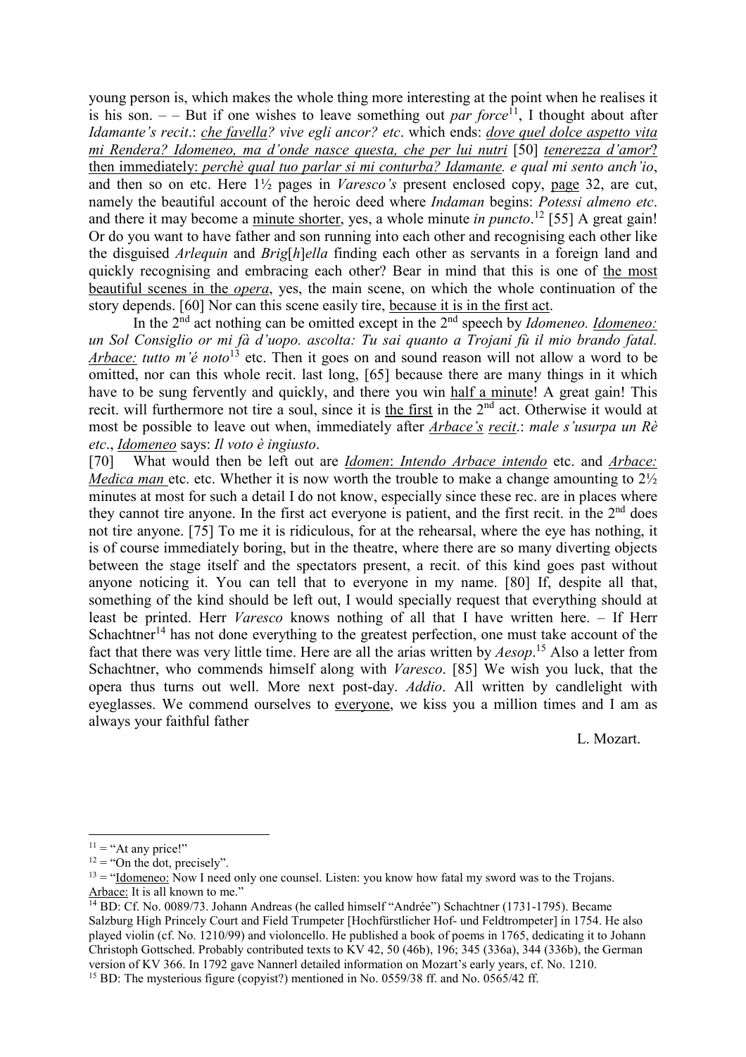young person is, which makes the whole thing more interesting at the point when he realises it is his son. – – But if one wishes to leave something out *par force*[11], I thought about after *Idamante's recit*.: che *favella? vive egli ancor? etc*. which ends: *dove quel dolce aspetto vita mi Rendera? Idomeneo, ma d'onde nasce questa, che per lui nutri* [50] *tenerezza d'amor*? then immediately: *perchè qual tuo parlar si mi conturba? Idamante. e qual mi sento anch'io*, and then so on etc. Here 1½ pages in *Varesco's* present enclosed copy, page 32, are cut, namely the beautiful account of the heroic deed where *Indaman* begins: *Potessi almeno etc*. and there it may become a minute shorter, yes, a whole minute *in puncto*.[12] [55] A great gain! Or do you want to have father and son running into each other and recognising each other like the disguised *Arlequin* and *Brig*[*h*]*ella* finding each other as servants in a foreign land and quickly recognising and embracing each other? Bear in mind that this is one of the most beautiful scenes in the *opera*, yes, the main scene, on which the whole continuation of the story depends. [60] Nor can this scene easily tire, because it is in the first act.

In the 2nd act nothing can be omitted except in the 2nd speech by *Idomeneo*. *Idomeneo: un Sol Consiglio or mi fà d'uopo. ascolta: Tu sai quanto a Trojani fù il mio brando fatal. Arbace: tutto m'é noto*[13] etc. Then it goes on and sound reason will not allow a word to be omitted, nor can this whole recit. last long, [65] because there are many things in it which have to be sung fervently and quickly, and there you win half a minute! A great gain! This recit. will furthermore not tire a soul, since it is the first in the 2nd act. Otherwise it would at most be possible to leave out when, immediately after *Arbace's recit*.: *male s'usurpa un Rè etc*., *Idomeneo* says: *Il voto è ingiusto*.

[70] What would then be left out are *Idomen*: *Intendo Arbace intendo* etc. and *Arbace: Medica man* etc. etc. Whether it is now worth the trouble to make a change amounting to 2½ minutes at most for such a detail I do not know, especially since these rec. are in places where they cannot tire anyone. In the first act everyone is patient, and the first recit. in the 2nd does not tire anyone. [75] To me it is ridiculous, for at the rehearsal, where the eye has nothing, it is of course immediately boring, but in the theatre, where there are so many diverting objects between the stage itself and the spectators present, a recit. of this kind goes past without anyone noticing it. You can tell that to everyone in my name. [80] If, despite all that, something of the kind should be left out, I would specially request that everything should at least be printed. Herr *Varesco* knows nothing of all that I have written here. – If Herr Schachtner[14] has not done everything to the greatest perfection, one must take account of the fact that there was very little time. Here are all the arias written by *Aesop*.[15] Also a letter from Schachtner, who commends himself along with *Varesco*. [85] We wish you luck, that the opera thus turns out well. More next post-day. *Addio*. All written by candlelight with eyeglasses. We commend ourselves to everyone, we kiss you a million times and I am as always your faithful father

L. Mozart.

---

[11] = "At any price!"

[12] = "On the dot, precisely".

[13] = "Idomeneo: Now I need only one counsel. Listen: you know how fatal my sword was to the Trojans. Arbace: It is all known to me."

[14] BD: Cf. No. 0089/73. Johann Andreas (he called himself "Andrée") Schachtner (1731-1795). Became Salzburg High Princely Court and Field Trumpeter [Hochfürstlicher Hof- und Feldtrompeter] in 1754. He also played violin (cf. No. 1210/99) and violoncello. He published a book of poems in 1765, dedicating it to Johann Christoph Gottsched. Probably contributed texts to KV 42, 50 (46b), 196; 345 (336a), 344 (336b), the German version of KV 366. In 1792 gave Nannerl detailed information on Mozart's early years, cf. No. 1210.

[15] BD: The mysterious figure (copyist?) mentioned in No. 0559/38 ff. and No. 0565/42 ff.